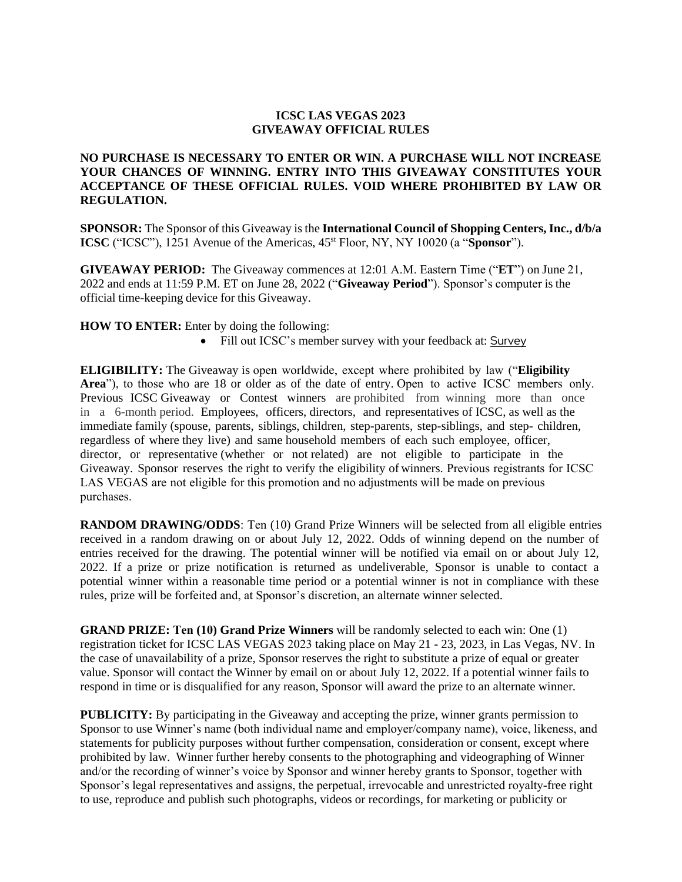# ICSC LAS VEGAS 2023
# GIVEAWAY OFFICIAL RULES

**NO PURCHASE IS NECESSARY TO ENTER OR WIN. A PURCHASE WILL NOT INCREASE YOUR CHANCES OF WINNING. ENTRY INTO THIS GIVEAWAY CONSTITUTES YOUR ACCEPTANCE OF THESE OFFICIAL RULES. VOID WHERE PROHIBITED BY LAW OR REGULATION.**

**SPONSOR:** The Sponsor of this Giveaway is the **International Council of Shopping Centers, Inc., d/b/a ICSC** ("ICSC"), 1251 Avenue of the Americas, 45st Floor, NY, NY 10020 (a "**Sponsor**").

**GIVEAWAY PERIOD:** The Giveaway commences at 12:01 A.M. Eastern Time ("**ET**") on June 21, 2022 and ends at 11:59 P.M. ET on June 28, 2022 ("**Giveaway Period**"). Sponsor's computer is the official time-keeping device for this Giveaway.

**HOW TO ENTER:** Enter by doing the following:

- Fill out ICSC's member survey with your feedback at: Survey

**ELIGIBILITY:** The Giveaway is open worldwide, except where prohibited by law ("**Eligibility Area**"), to those who are 18 or older as of the date of entry. Open to active ICSC members only. Previous ICSC Giveaway or Contest winners are prohibited from winning more than once in a 6-month period. Employees, officers, directors, and representatives of ICSC, as well as the immediate family (spouse, parents, siblings, children, step-parents, step-siblings, and step- children, regardless of where they live) and same household members of each such employee, officer, director, or representative (whether or not related) are not eligible to participate in the Giveaway. Sponsor reserves the right to verify the eligibility of winners. Previous registrants for ICSC LAS VEGAS are not eligible for this promotion and no adjustments will be made on previous purchases.

**RANDOM DRAWING/ODDS**: Ten (10) Grand Prize Winners will be selected from all eligible entries received in a random drawing on or about July 12, 2022. Odds of winning depend on the number of entries received for the drawing. The potential winner will be notified via email on or about July 12, 2022. If a prize or prize notification is returned as undeliverable, Sponsor is unable to contact a potential winner within a reasonable time period or a potential winner is not in compliance with these rules, prize will be forfeited and, at Sponsor's discretion, an alternate winner selected.

**GRAND PRIZE: Ten (10) Grand Prize Winners** will be randomly selected to each win: One (1) registration ticket for ICSC LAS VEGAS 2023 taking place on May 21 - 23, 2023, in Las Vegas, NV. In the case of unavailability of a prize, Sponsor reserves the right to substitute a prize of equal or greater value. Sponsor will contact the Winner by email on or about July 12, 2022. If a potential winner fails to respond in time or is disqualified for any reason, Sponsor will award the prize to an alternate winner.

**PUBLICITY:** By participating in the Giveaway and accepting the prize, winner grants permission to Sponsor to use Winner's name (both individual name and employer/company name), voice, likeness, and statements for publicity purposes without further compensation, consideration or consent, except where prohibited by law. Winner further hereby consents to the photographing and videographing of Winner and/or the recording of winner's voice by Sponsor and winner hereby grants to Sponsor, together with Sponsor's legal representatives and assigns, the perpetual, irrevocable and unrestricted royalty-free right to use, reproduce and publish such photographs, videos or recordings, for marketing or publicity or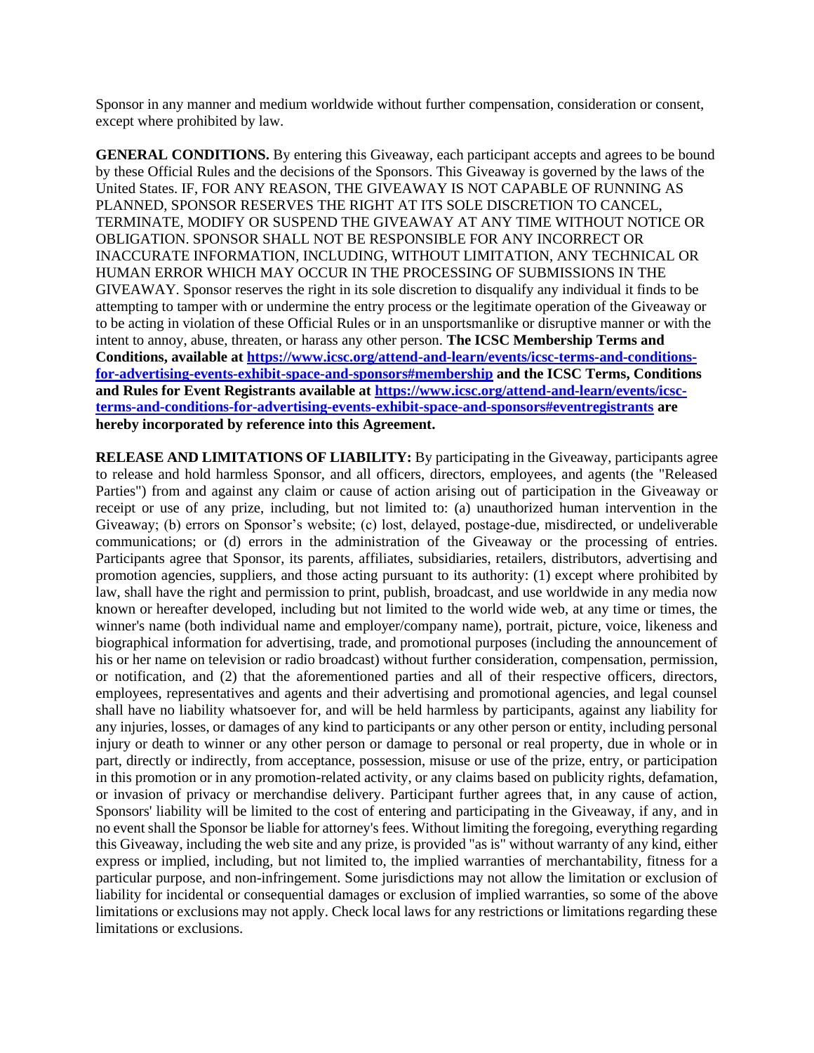Sponsor in any manner and medium worldwide without further compensation, consideration or consent, except where prohibited by law.

**GENERAL CONDITIONS.** By entering this Giveaway, each participant accepts and agrees to be bound by these Official Rules and the decisions of the Sponsors. This Giveaway is governed by the laws of the United States. IF, FOR ANY REASON, THE GIVEAWAY IS NOT CAPABLE OF RUNNING AS PLANNED, SPONSOR RESERVES THE RIGHT AT ITS SOLE DISCRETION TO CANCEL, TERMINATE, MODIFY OR SUSPEND THE GIVEAWAY AT ANY TIME WITHOUT NOTICE OR OBLIGATION. SPONSOR SHALL NOT BE RESPONSIBLE FOR ANY INCORRECT OR INACCURATE INFORMATION, INCLUDING, WITHOUT LIMITATION, ANY TECHNICAL OR HUMAN ERROR WHICH MAY OCCUR IN THE PROCESSING OF SUBMISSIONS IN THE GIVEAWAY. Sponsor reserves the right in its sole discretion to disqualify any individual it finds to be attempting to tamper with or undermine the entry process or the legitimate operation of the Giveaway or to be acting in violation of these Official Rules or in an unsportsmanlike or disruptive manner or with the intent to annoy, abuse, threaten, or harass any other person. **The ICSC Membership Terms and Conditions, available at [https://www.icsc.org/attend-and-learn/events/icsc-terms-and-conditions-for-advertising-events-exhibit-space-and-sponsors#membership](https://www.icsc.org/attend-and-learn/events/icsc-terms-and-conditions-for-advertising-events-exhibit-space-and-sponsors#membership) and the ICSC Terms, Conditions and Rules for Event Registrants available at [https://www.icsc.org/attend-and-learn/events/icsc-terms-and-conditions-for-advertising-events-exhibit-space-and-sponsors#eventregistrants](https://www.icsc.org/attend-and-learn/events/icsc-terms-and-conditions-for-advertising-events-exhibit-space-and-sponsors#eventregistrants) are hereby incorporated by reference into this Agreement.**

**RELEASE AND LIMITATIONS OF LIABILITY:** By participating in the Giveaway, participants agree to release and hold harmless Sponsor, and all officers, directors, employees, and agents (the "Released Parties") from and against any claim or cause of action arising out of participation in the Giveaway or receipt or use of any prize, including, but not limited to: (a) unauthorized human intervention in the Giveaway; (b) errors on Sponsor's website; (c) lost, delayed, postage-due, misdirected, or undeliverable communications; or (d) errors in the administration of the Giveaway or the processing of entries. Participants agree that Sponsor, its parents, affiliates, subsidiaries, retailers, distributors, advertising and promotion agencies, suppliers, and those acting pursuant to its authority: (1) except where prohibited by law, shall have the right and permission to print, publish, broadcast, and use worldwide in any media now known or hereafter developed, including but not limited to the world wide web, at any time or times, the winner's name (both individual name and employer/company name), portrait, picture, voice, likeness and biographical information for advertising, trade, and promotional purposes (including the announcement of his or her name on television or radio broadcast) without further consideration, compensation, permission, or notification, and (2) that the aforementioned parties and all of their respective officers, directors, employees, representatives and agents and their advertising and promotional agencies, and legal counsel shall have no liability whatsoever for, and will be held harmless by participants, against any liability for any injuries, losses, or damages of any kind to participants or any other person or entity, including personal injury or death to winner or any other person or damage to personal or real property, due in whole or in part, directly or indirectly, from acceptance, possession, misuse or use of the prize, entry, or participation in this promotion or in any promotion-related activity, or any claims based on publicity rights, defamation, or invasion of privacy or merchandise delivery. Participant further agrees that, in any cause of action, Sponsors' liability will be limited to the cost of entering and participating in the Giveaway, if any, and in no event shall the Sponsor be liable for attorney's fees. Without limiting the foregoing, everything regarding this Giveaway, including the web site and any prize, is provided "as is" without warranty of any kind, either express or implied, including, but not limited to, the implied warranties of merchantability, fitness for a particular purpose, and non-infringement. Some jurisdictions may not allow the limitation or exclusion of liability for incidental or consequential damages or exclusion of implied warranties, so some of the above limitations or exclusions may not apply. Check local laws for any restrictions or limitations regarding these limitations or exclusions.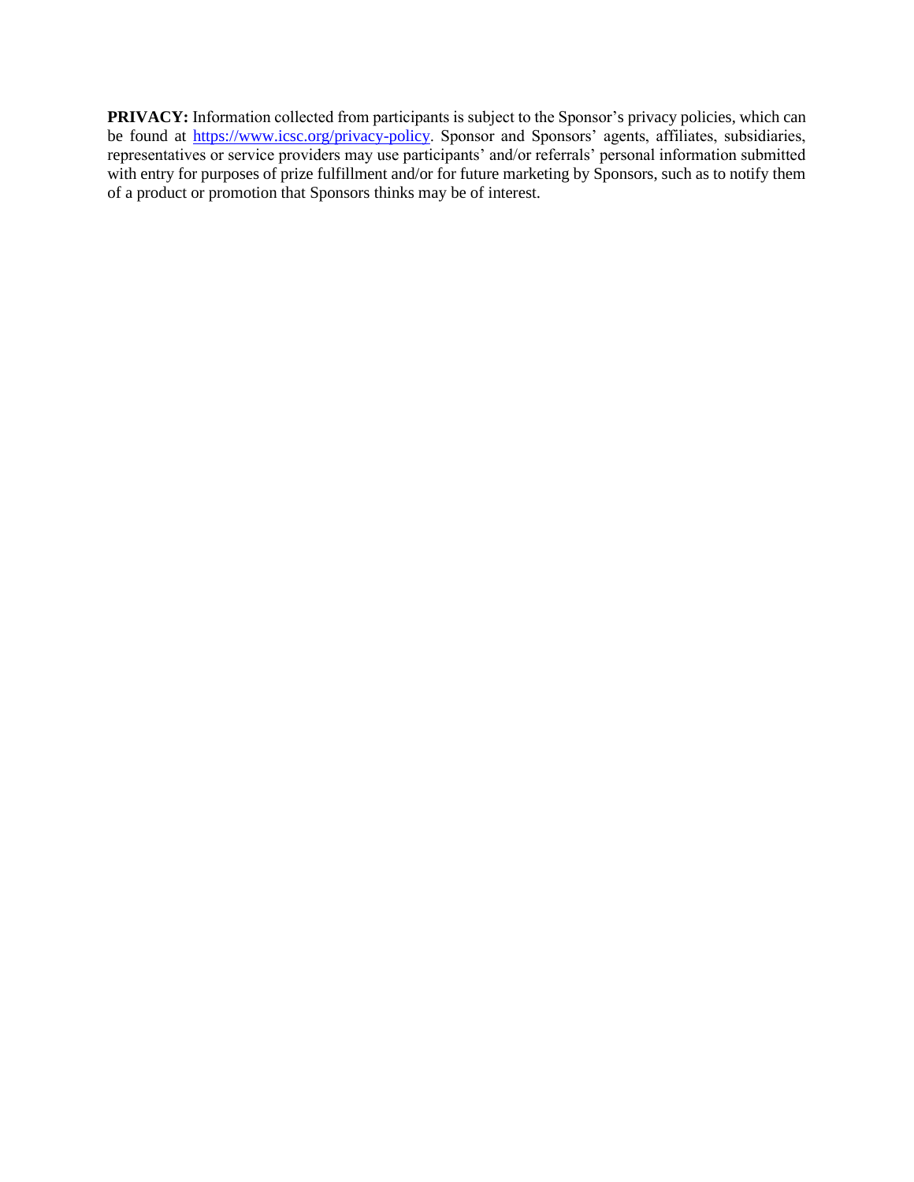**PRIVACY:** Information collected from participants is subject to the Sponsor's privacy policies, which can be found at [https://www.icsc.org/privacy-policy](https://www.icsc.org/privacy-policy). Sponsor and Sponsors' agents, affiliates, subsidiaries, representatives or service providers may use participants' and/or referrals' personal information submitted with entry for purposes of prize fulfillment and/or for future marketing by Sponsors, such as to notify them of a product or promotion that Sponsors thinks may be of interest.